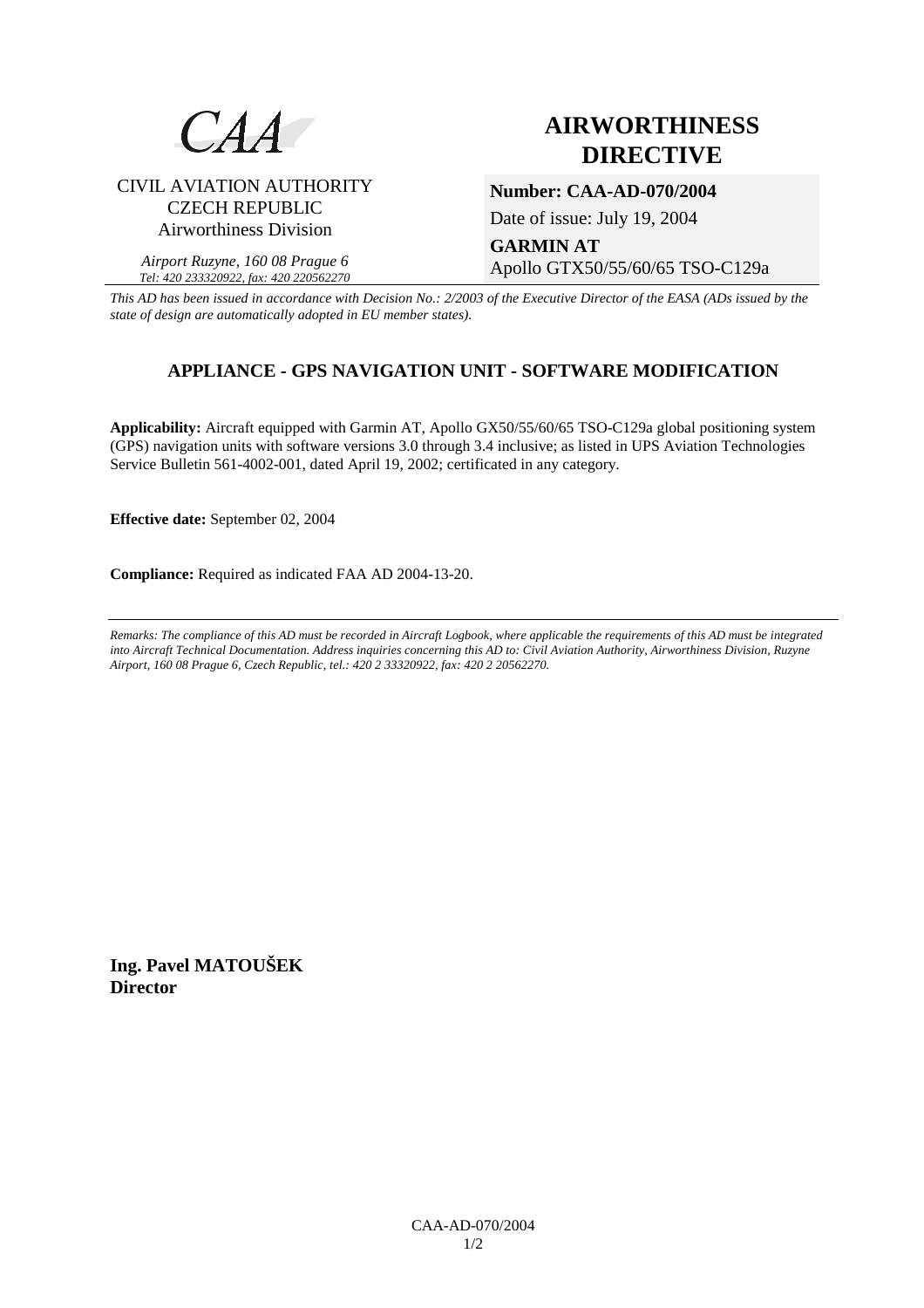CAA

CIVIL AVIATION AUTHORITY
CZECH REPUBLIC
Airworthiness Division

*Airport Ruzyne, 160 08 Prague 6*
*Tel: 420 233320922, fax: 420 220562270*

# AIRWORTHINESS DIRECTIVE

**Number: CAA-AD-070/2004**

Date of issue: July 19, 2004

**GARMIN AT**
Apollo GTX50/55/60/65 TSO-C129a

*This AD has been issued in accordance with Decision No.: 2/2003 of the Executive Director of the EASA (ADs issued by the state of design are automatically adopted in EU member states).*

## APPLIANCE - GPS NAVIGATION UNIT - SOFTWARE MODIFICATION

**Applicability:** Aircraft equipped with Garmin AT, Apollo GX50/55/60/65 TSO-C129a global positioning system (GPS) navigation units with software versions 3.0 through 3.4 inclusive; as listed in UPS Aviation Technologies Service Bulletin 561-4002-001, dated April 19, 2002; certificated in any category.

**Effective date:** September 02, 2004

**Compliance:** Required as indicated FAA AD 2004-13-20.

---

*Remarks: The compliance of this AD must be recorded in Aircraft Logbook, where applicable the requirements of this AD must be integrated into Aircraft Technical Documentation. Address inquiries concerning this AD to: Civil Aviation Authority, Airworthiness Division, Ruzyne Airport, 160 08 Prague 6, Czech Republic, tel.: 420 2 33320922, fax: 420 2 20562270.*

**Ing. Pavel MATOUŠEK**
**Director**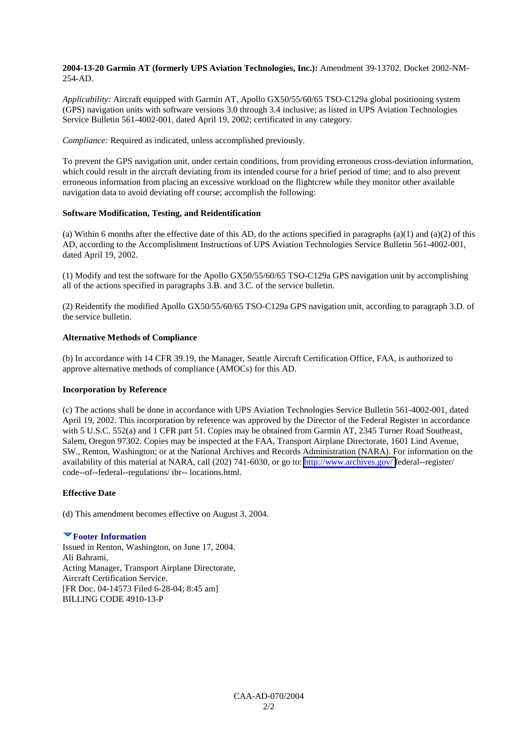**2004-13-20 Garmin AT (formerly UPS Aviation Technologies, Inc.):** Amendment 39-13702. Docket 2002-NM-254-AD.

*Applicability:* Aircraft equipped with Garmin AT, Apollo GX50/55/60/65 TSO-C129a global positioning system (GPS) navigation units with software versions 3.0 through 3.4 inclusive; as listed in UPS Aviation Technologies Service Bulletin 561-4002-001, dated April 19, 2002; certificated in any category.

*Compliance:* Required as indicated, unless accomplished previously.

To prevent the GPS navigation unit, under certain conditions, from providing erroneous cross-deviation information, which could result in the aircraft deviating from its intended course for a brief period of time; and to also prevent erroneous information from placing an excessive workload on the flightcrew while they monitor other available navigation data to avoid deviating off course; accomplish the following:

**Software Modification, Testing, and Reidentification**

(a) Within 6 months after the effective date of this AD, do the actions specified in paragraphs (a)(1) and (a)(2) of this AD, according to the Accomplishment Instructions of UPS Aviation Technologies Service Bulletin 561-4002-001, dated April 19, 2002.

(1) Modify and test the software for the Apollo GX50/55/60/65 TSO-C129a GPS navigation unit by accomplishing all of the actions specified in paragraphs 3.B. and 3.C. of the service bulletin.

(2) Reidentify the modified Apollo GX50/55/60/65 TSO-C129a GPS navigation unit, according to paragraph 3.D. of the service bulletin.

**Alternative Methods of Compliance**

(b) In accordance with 14 CFR 39.19, the Manager, Seattle Aircraft Certification Office, FAA, is authorized to approve alternative methods of compliance (AMOCs) for this AD.

**Incorporation by Reference**

(c) The actions shall be done in accordance with UPS Aviation Technologies Service Bulletin 561-4002-001, dated April 19, 2002. This incorporation by reference was approved by the Director of the Federal Register in accordance with 5 U.S.C. 552(a) and 1 CFR part 51. Copies may be obtained from Garmin AT, 2345 Turner Road Southeast, Salem, Oregon 97302. Copies may be inspected at the FAA, Transport Airplane Directorate, 1601 Lind Avenue, SW., Renton, Washington; or at the National Archives and Records Administration (NARA). For information on the availability of this material at NARA, call (202) 741-6030, or go to: http://www.archives.gov/ federal--register/ code--of--federal--regulations/ ibr-- locations.html.

**Effective Date**

(d) This amendment becomes effective on August 3, 2004.

**Footer Information**

Issued in Renton, Washington, on June 17, 2004.
Ali Bahrami,
Acting Manager, Transport Airplane Directorate,
Aircraft Certification Service.
[FR Doc. 04-14573 Filed 6-28-04; 8:45 am]
BILLING CODE 4910-13-P

CAA-AD-070/2004